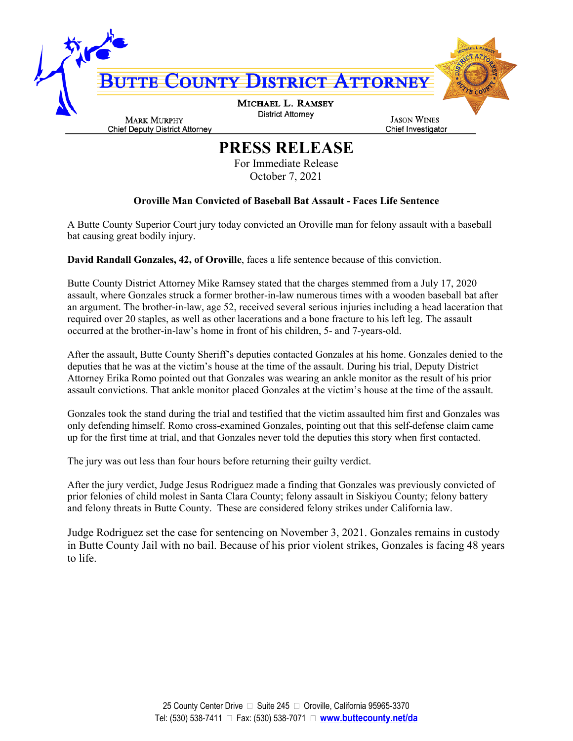# BUTTE COUNTY DISTRICT ATTORNEY

**MICHAEL L. RAMSEY**
District Attorney

**MARK MURPHY**
Chief Deputy District Attorney

**JASON WINES**
Chief Investigator

## PRESS RELEASE

For Immediate Release
October 7, 2021

### Oroville Man Convicted of Baseball Bat Assault - Faces Life Sentence

A Butte County Superior Court jury today convicted an Oroville man for felony assault with a baseball bat causing great bodily injury.

**David Randall Gonzales, 42, of Oroville**, faces a life sentence because of this conviction.

Butte County District Attorney Mike Ramsey stated that the charges stemmed from a July 17, 2020 assault, where Gonzales struck a former brother-in-law numerous times with a wooden baseball bat after an argument. The brother-in-law, age 52, received several serious injuries including a head laceration that required over 20 staples, as well as other lacerations and a bone fracture to his left leg. The assault occurred at the brother-in-law's home in front of his children, 5- and 7-years-old.

After the assault, Butte County Sheriff's deputies contacted Gonzales at his home. Gonzales denied to the deputies that he was at the victim's house at the time of the assault. During his trial, Deputy District Attorney Erika Romo pointed out that Gonzales was wearing an ankle monitor as the result of his prior assault convictions. That ankle monitor placed Gonzales at the victim's house at the time of the assault.

Gonzales took the stand during the trial and testified that the victim assaulted him first and Gonzales was only defending himself. Romo cross-examined Gonzales, pointing out that this self-defense claim came up for the first time at trial, and that Gonzales never told the deputies this story when first contacted.

The jury was out less than four hours before returning their guilty verdict.

After the jury verdict, Judge Jesus Rodriguez made a finding that Gonzales was previously convicted of prior felonies of child molest in Santa Clara County; felony assault in Siskiyou County; felony battery and felony threats in Butte County. These are considered felony strikes under California law.

Judge Rodriguez set the case for sentencing on November 3, 2021. Gonzales remains in custody in Butte County Jail with no bail. Because of his prior violent strikes, Gonzales is facing 48 years to life.

25 County Center Drive ▫ Suite 245 ▫ Oroville, California 95965-3370
Tel: (530) 538-7411 ▫ Fax: (530) 538-7071 ▫ **www.buttecounty.net/da**